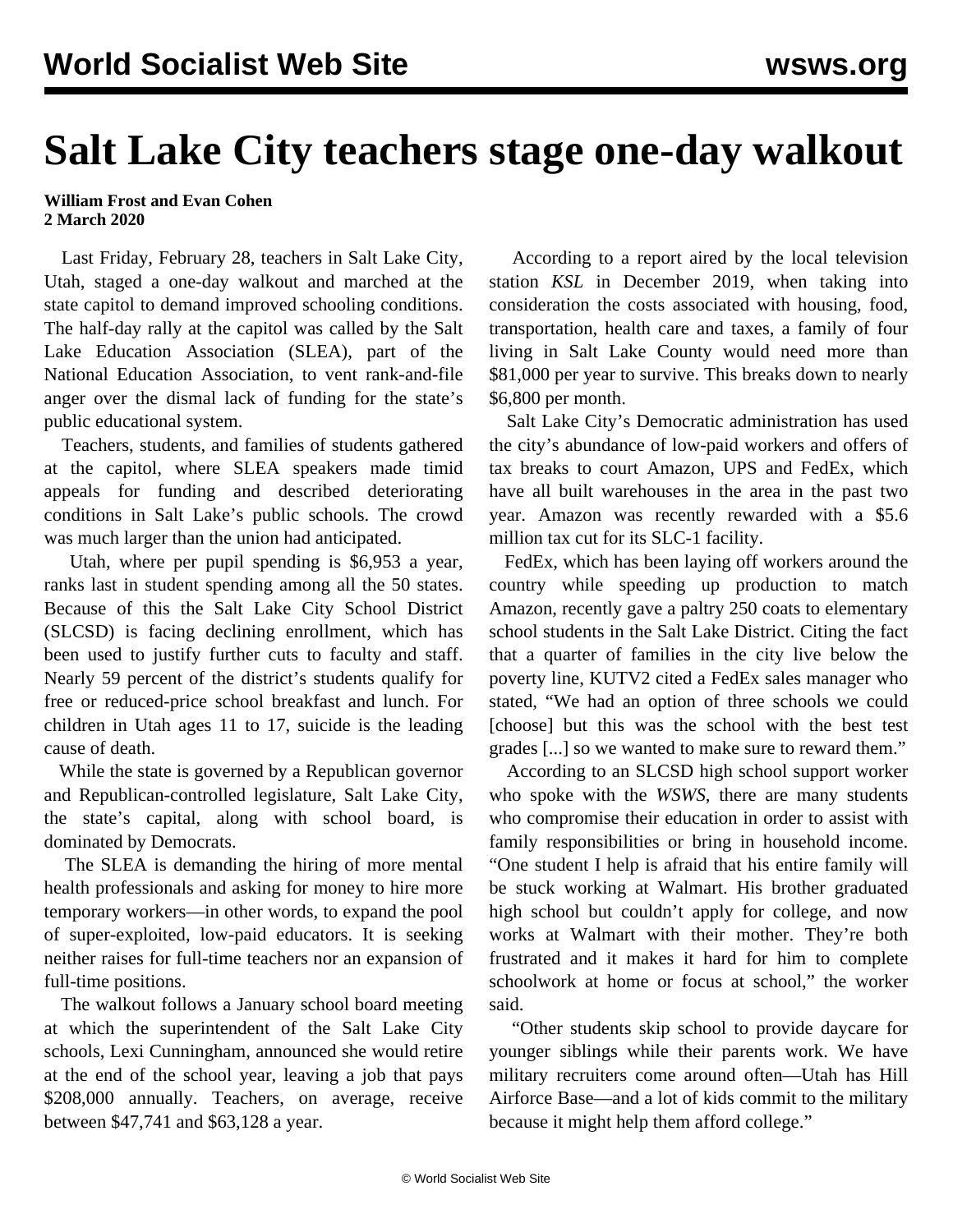# Salt Lake City teachers stage one-day walkout

**William Frost and Evan Cohen**
**2 March 2020**

Last Friday, February 28, teachers in Salt Lake City, Utah, staged a one-day walkout and marched at the state capitol to demand improved schooling conditions. The half-day rally at the capitol was called by the Salt Lake Education Association (SLEA), part of the National Education Association, to vent rank-and-file anger over the dismal lack of funding for the state's public educational system.

Teachers, students, and families of students gathered at the capitol, where SLEA speakers made timid appeals for funding and described deteriorating conditions in Salt Lake's public schools. The crowd was much larger than the union had anticipated.

Utah, where per pupil spending is $6,953 a year, ranks last in student spending among all the 50 states. Because of this the Salt Lake City School District (SLCSD) is facing declining enrollment, which has been used to justify further cuts to faculty and staff. Nearly 59 percent of the district's students qualify for free or reduced-price school breakfast and lunch. For children in Utah ages 11 to 17, suicide is the leading cause of death.

While the state is governed by a Republican governor and Republican-controlled legislature, Salt Lake City, the state's capital, along with school board, is dominated by Democrats.

The SLEA is demanding the hiring of more mental health professionals and asking for money to hire more temporary workers—in other words, to expand the pool of super-exploited, low-paid educators. It is seeking neither raises for full-time teachers nor an expansion of full-time positions.

The walkout follows a January school board meeting at which the superintendent of the Salt Lake City schools, Lexi Cunningham, announced she would retire at the end of the school year, leaving a job that pays $208,000 annually. Teachers, on average, receive between $47,741 and $63,128 a year.

According to a report aired by the local television station *KSL* in December 2019, when taking into consideration the costs associated with housing, food, transportation, health care and taxes, a family of four living in Salt Lake County would need more than $81,000 per year to survive. This breaks down to nearly $6,800 per month.

Salt Lake City's Democratic administration has used the city's abundance of low-paid workers and offers of tax breaks to court Amazon, UPS and FedEx, which have all built warehouses in the area in the past two year. Amazon was recently rewarded with a $5.6 million tax cut for its SLC-1 facility.

FedEx, which has been laying off workers around the country while speeding up production to match Amazon, recently gave a paltry 250 coats to elementary school students in the Salt Lake District. Citing the fact that a quarter of families in the city live below the poverty line, KUTV2 cited a FedEx sales manager who stated, "We had an option of three schools we could [choose] but this was the school with the best test grades [...] so we wanted to make sure to reward them."

According to an SLCSD high school support worker who spoke with the *WSWS*, there are many students who compromise their education in order to assist with family responsibilities or bring in household income. "One student I help is afraid that his entire family will be stuck working at Walmart. His brother graduated high school but couldn't apply for college, and now works at Walmart with their mother. They're both frustrated and it makes it hard for him to complete schoolwork at home or focus at school," the worker said.

"Other students skip school to provide daycare for younger siblings while their parents work. We have military recruiters come around often—Utah has Hill Airforce Base—and a lot of kids commit to the military because it might help them afford college."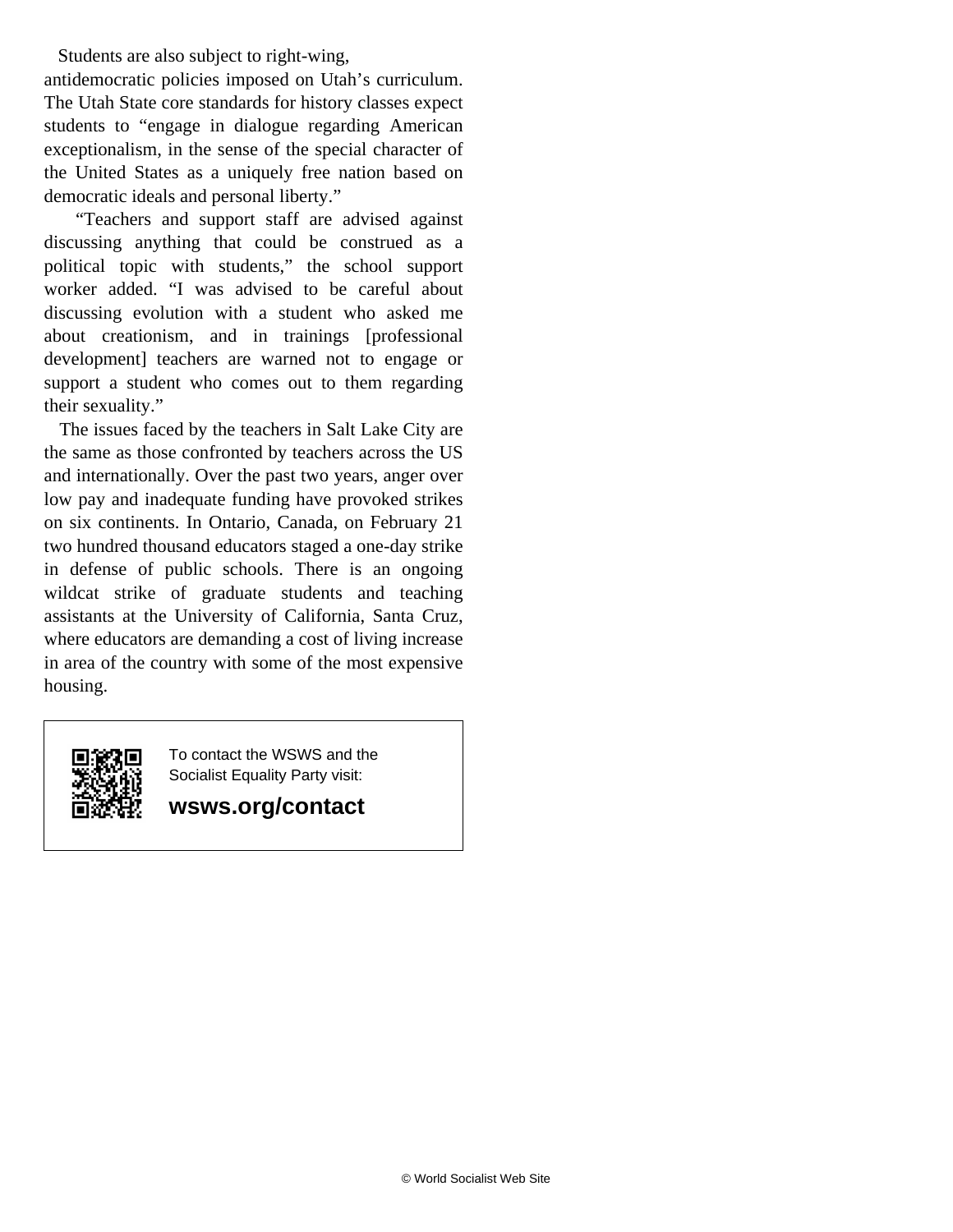Students are also subject to right-wing, antidemocratic policies imposed on Utah's curriculum. The Utah State core standards for history classes expect students to "engage in dialogue regarding American exceptionalism, in the sense of the special character of the United States as a uniquely free nation based on democratic ideals and personal liberty."

"Teachers and support staff are advised against discussing anything that could be construed as a political topic with students," the school support worker added. "I was advised to be careful about discussing evolution with a student who asked me about creationism, and in trainings [professional development] teachers are warned not to engage or support a student who comes out to them regarding their sexuality."

The issues faced by the teachers in Salt Lake City are the same as those confronted by teachers across the US and internationally. Over the past two years, anger over low pay and inadequate funding have provoked strikes on six continents. In Ontario, Canada, on February 21 two hundred thousand educators staged a one-day strike in defense of public schools. There is an ongoing wildcat strike of graduate students and teaching assistants at the University of California, Santa Cruz, where educators are demanding a cost of living increase in area of the country with some of the most expensive housing.

To contact the WSWS and the Socialist Equality Party visit:

**wsws.org/contact**